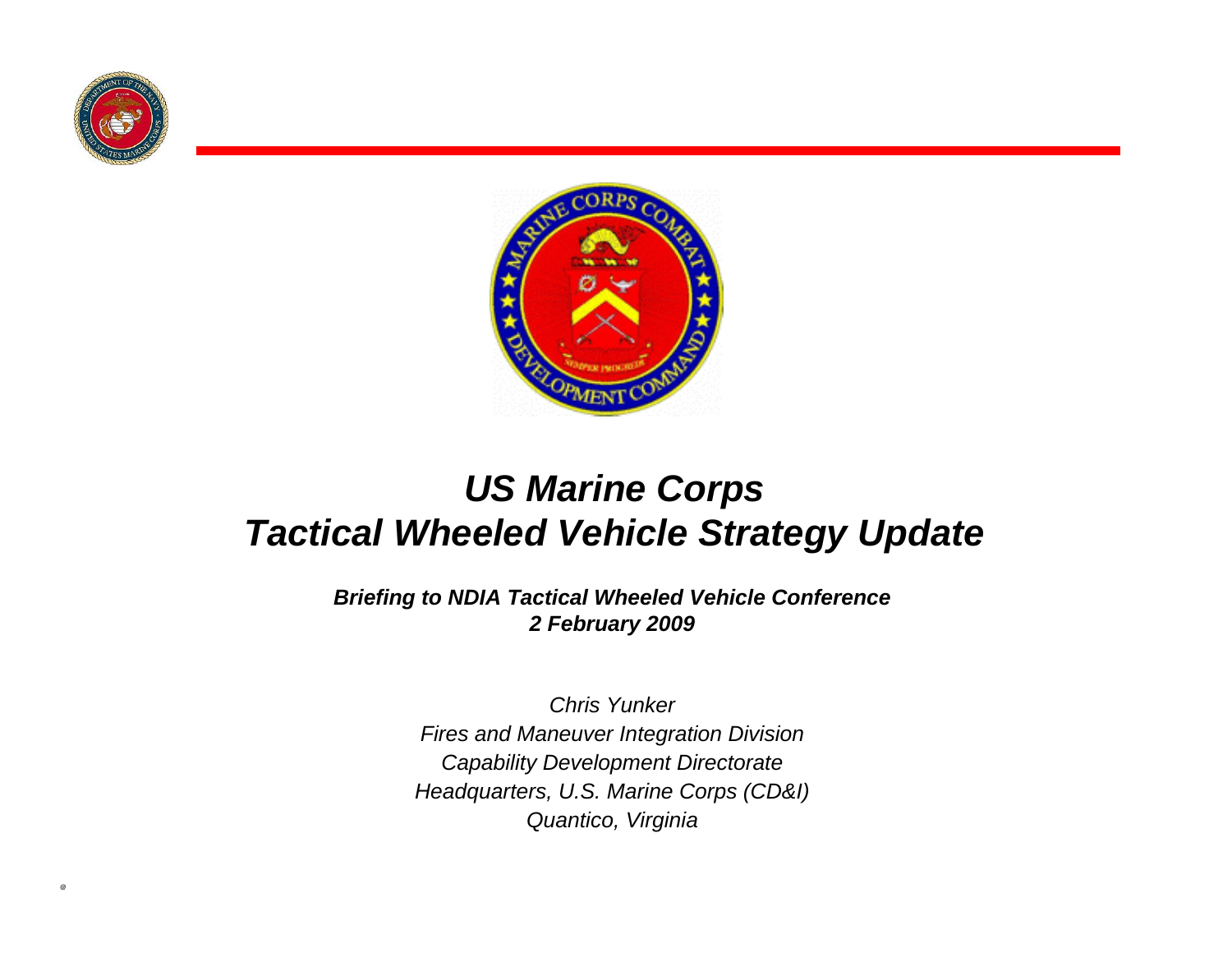# *US Marine Corps*
# *Tactical Wheeled Vehicle Strategy Update*

***Briefing to NDIA Tactical Wheeled Vehicle Conference***
***2 February 2009***

*Chris Yunker*
*Fires and Maneuver Integration Division*
*Capability Development Directorate*
*Headquarters, U.S. Marine Corps (CD&I)*
*Quantico, Virginia*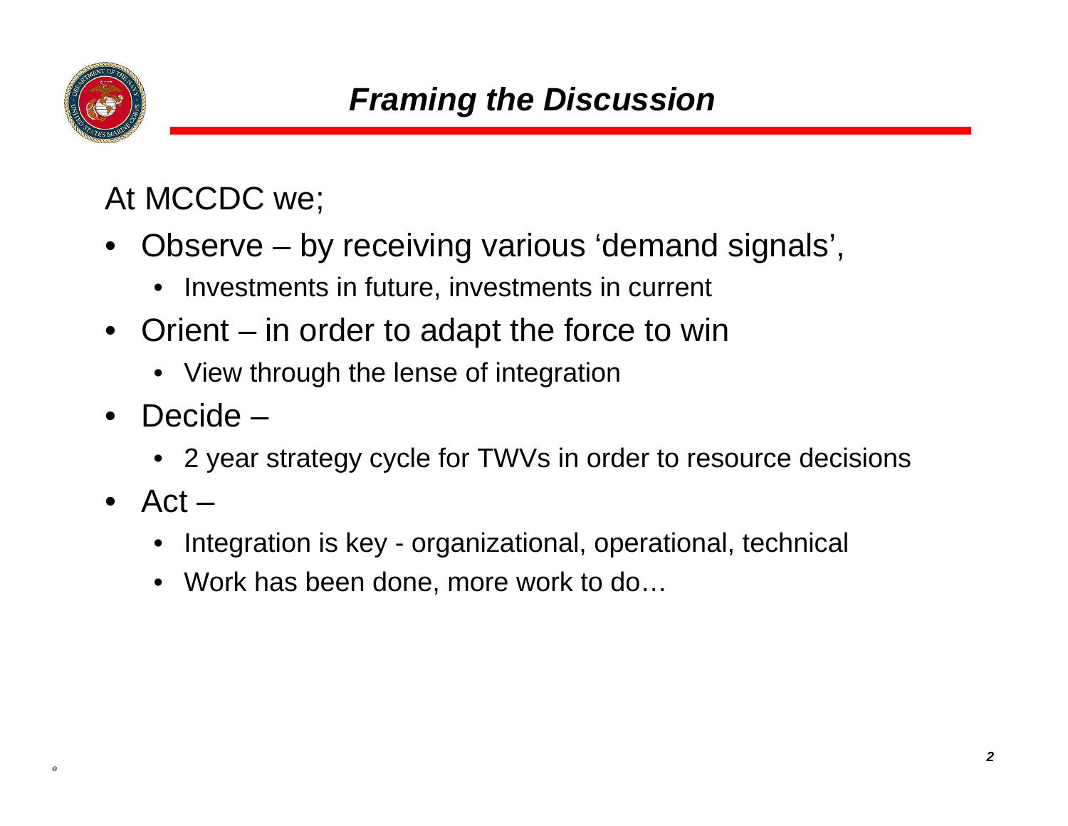# *Framing the Discussion*

At MCCDC we;

- Observe – by receiving various 'demand signals',
  - Investments in future, investments in current
- Orient – in order to adapt the force to win
  - View through the lense of integration
- Decide –
  - 2 year strategy cycle for TWVs in order to resource decisions
- Act –
  - Integration is key - organizational, operational, technical
  - Work has been done, more work to do…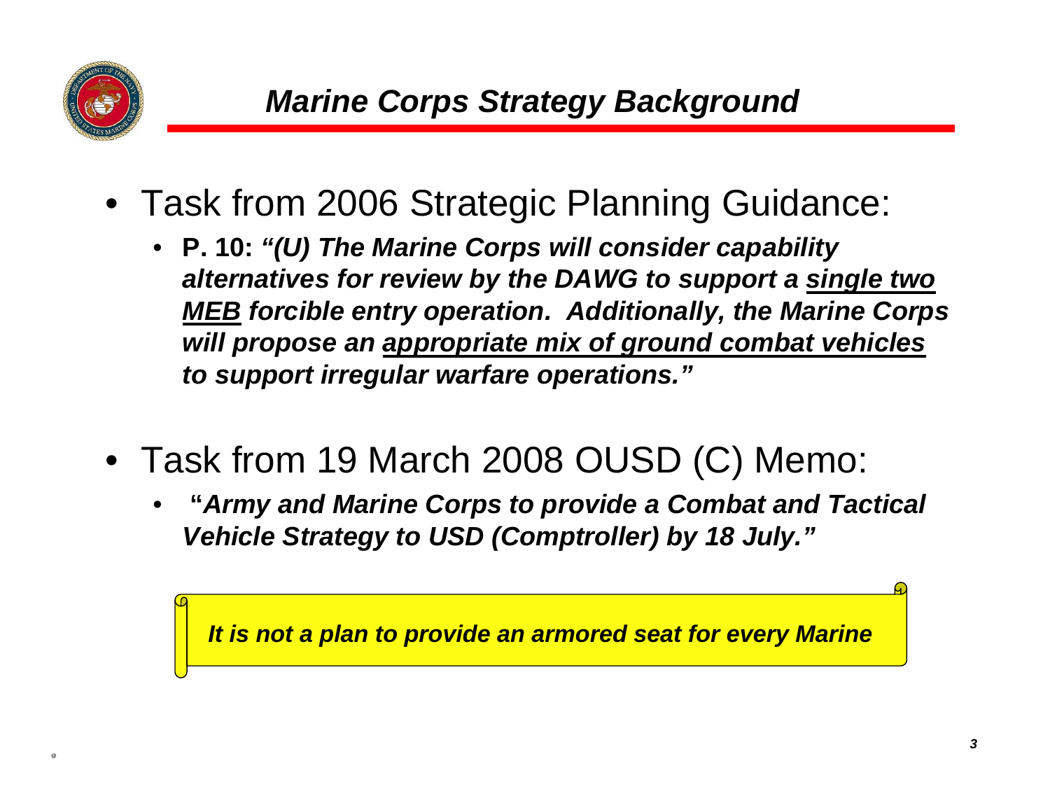# *Marine Corps Strategy Background*

- Task from 2006 Strategic Planning Guidance:
  - **P. 10:** ***"(U) The Marine Corps will consider capability alternatives for review by the DAWG to support a <u>single two MEB</u> forcible entry operation. Additionally, the Marine Corps will propose an <u>appropriate mix of ground combat vehicles</u> to support irregular warfare operations."***

- Task from 19 March 2008 OUSD (C) Memo:
  - ***"Army and Marine Corps to provide a Combat and Tactical Vehicle Strategy to USD (Comptroller) by 18 July."***

***It is not a plan to provide an armored seat for every Marine***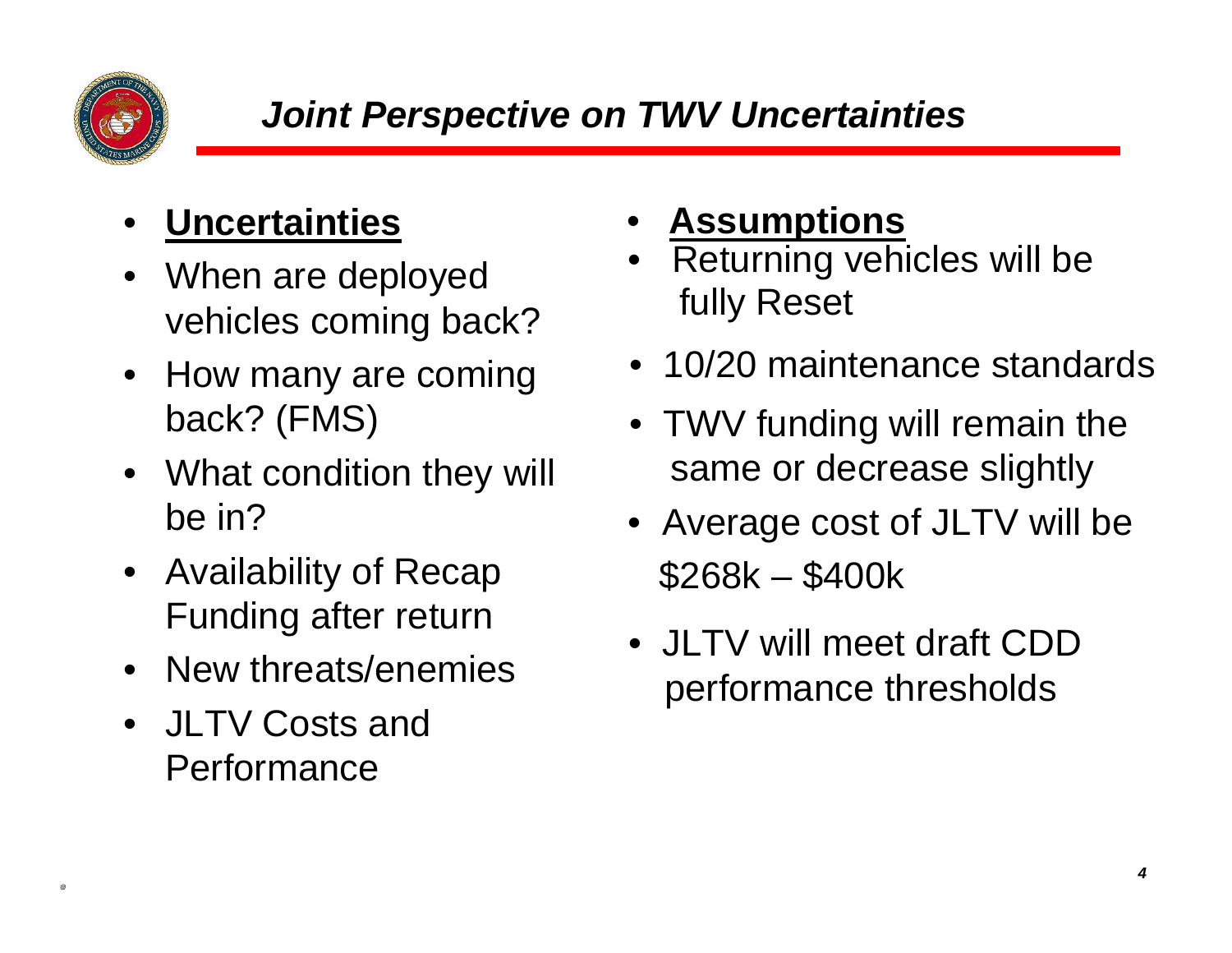# *Joint Perspective on TWV Uncertainties*

- **Uncertainties**
- When are deployed vehicles coming back?
- How many are coming back? (FMS)
- What condition they will be in?
- Availability of Recap Funding after return
- New threats/enemies
- JLTV Costs and Performance

- **Assumptions**
- Returning vehicles will be fully Reset
- 10/20 maintenance standards
- TWV funding will remain the same or decrease slightly
- Average cost of JLTV will be \$268k – \$400k
- JLTV will meet draft CDD performance thresholds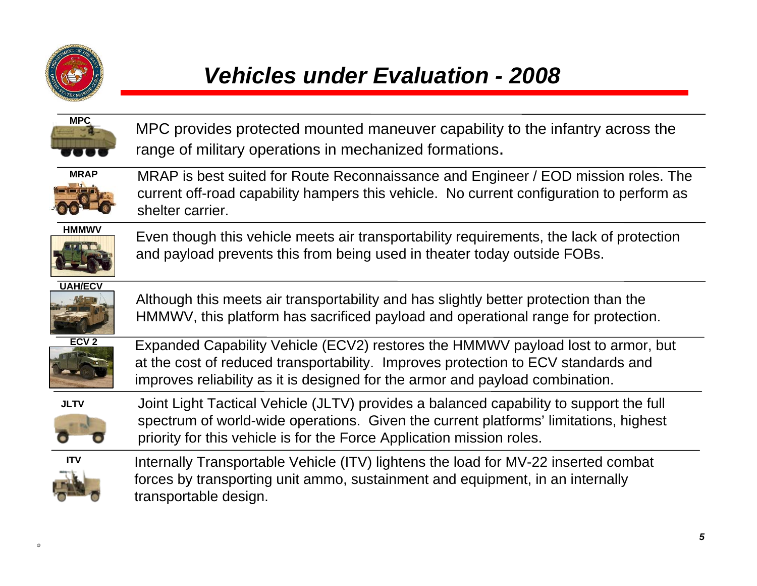# *Vehicles under Evaluation - 2008*

| Vehicle | Description |
| --- | --- |
| MPC | MPC provides protected mounted maneuver capability to the infantry across the range of military operations in mechanized formations. |
| MRAP | MRAP is best suited for Route Reconnaissance and Engineer / EOD mission roles. The current off-road capability hampers this vehicle. No current configuration to perform as shelter carrier. |
| HMMWV | Even though this vehicle meets air transportability requirements, the lack of protection and payload prevents this from being used in theater today outside FOBs. |
| UAH/ECV | Although this meets air transportability and has slightly better protection than the HMMWV, this platform has sacrificed payload and operational range for protection. |
| ECV 2 | Expanded Capability Vehicle (ECV2) restores the HMMWV payload lost to armor, but at the cost of reduced transportability. Improves protection to ECV standards and improves reliability as it is designed for the armor and payload combination. |
| JLTV | Joint Light Tactical Vehicle (JLTV) provides a balanced capability to support the full spectrum of world-wide operations. Given the current platforms' limitations, highest priority for this vehicle is for the Force Application mission roles. |
| ITV | Internally Transportable Vehicle (ITV) lightens the load for MV-22 inserted combat forces by transporting unit ammo, sustainment and equipment, in an internally transportable design. |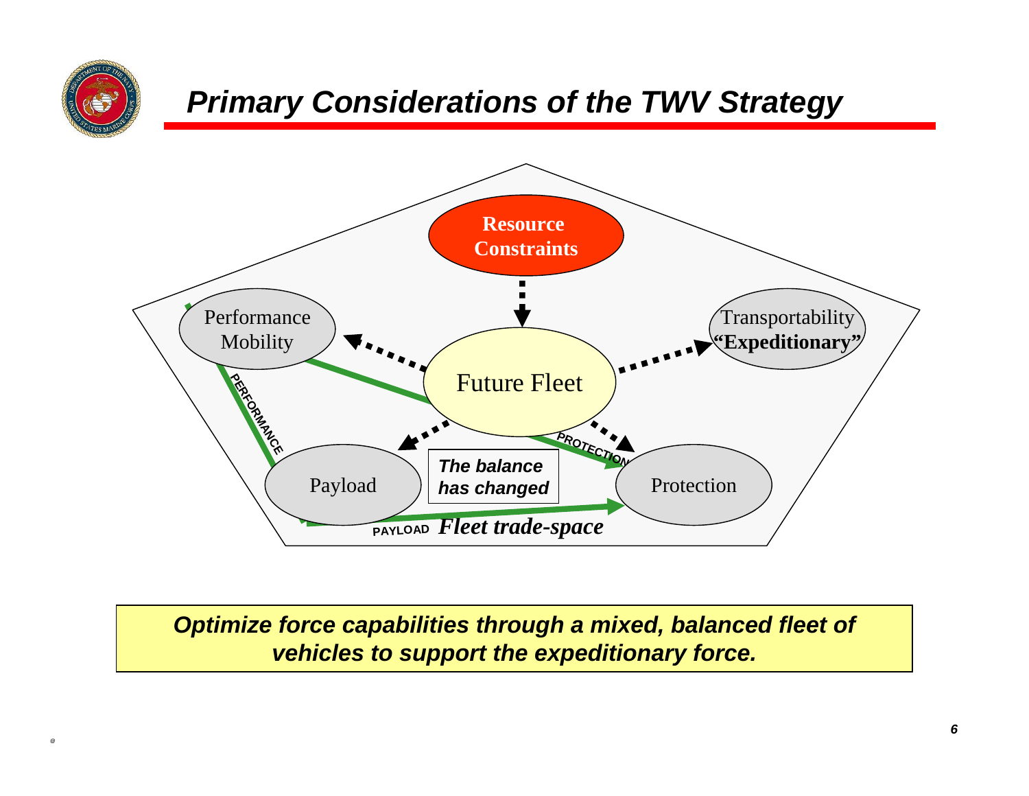# Primary Considerations of the TWV Strategy

**Resource Constraints**

Future Fleet

Performance Mobility

Transportability **"Expeditionary"**

Payload

Protection

PERFORMANCE

PROTECTION

PAYLOAD

***The balance has changed***

***Fleet trade-space***

***Optimize force capabilities through a mixed, balanced fleet of vehicles to support the expeditionary force.***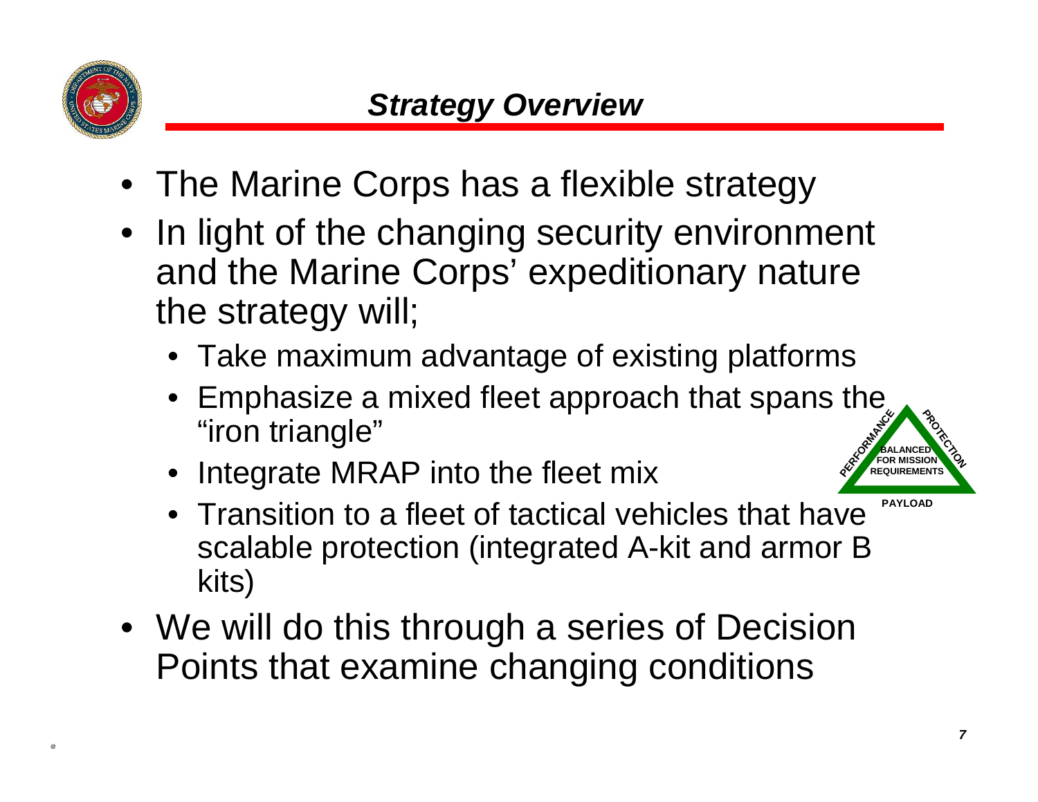## *Strategy Overview*

- The Marine Corps has a flexible strategy
- In light of the changing security environment and the Marine Corps' expeditionary nature the strategy will;
  - Take maximum advantage of existing platforms
  - Emphasize a mixed fleet approach that spans the "iron triangle"
  - Integrate MRAP into the fleet mix
  - Transition to a fleet of tactical vehicles that have scalable protection (integrated A-kit and armor B kits)
- We will do this through a series of Decision Points that examine changing conditions

PERFORMANCE PROTECTION BALANCED FOR MISSION REQUIREMENTS PAYLOAD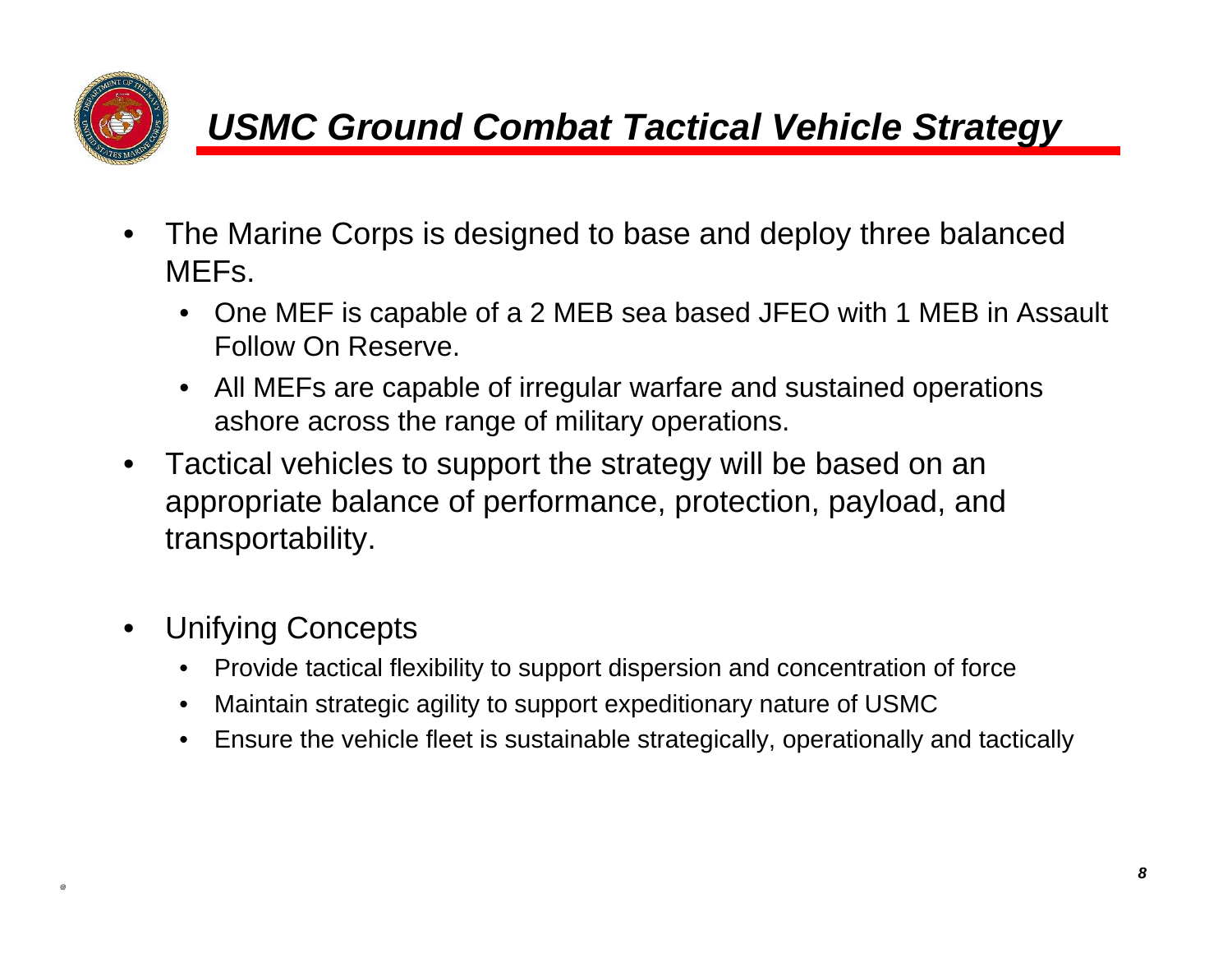# *USMC Ground Combat Tactical Vehicle Strategy*

- The Marine Corps is designed to base and deploy three balanced MEFs.
  - One MEF is capable of a 2 MEB sea based JFEO with 1 MEB in Assault Follow On Reserve.
  - All MEFs are capable of irregular warfare and sustained operations ashore across the range of military operations.
- Tactical vehicles to support the strategy will be based on an appropriate balance of performance, protection, payload, and transportability.
- Unifying Concepts
  - Provide tactical flexibility to support dispersion and concentration of force
  - Maintain strategic agility to support expeditionary nature of USMC
  - Ensure the vehicle fleet is sustainable strategically, operationally and tactically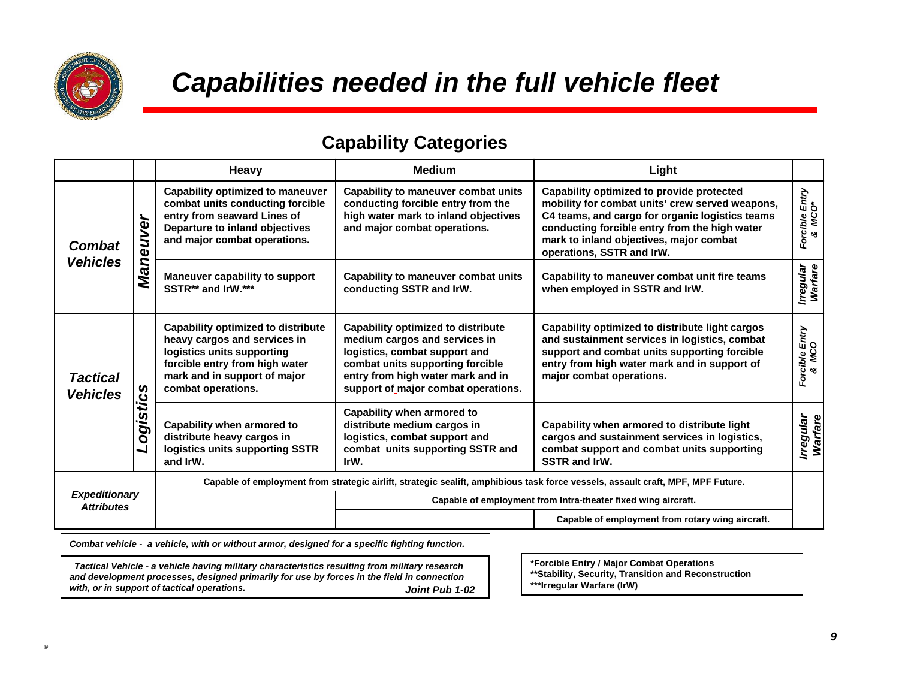# *Capabilities needed in the full vehicle fleet*

## Capability Categories

| | | Heavy | Medium | Light | |
|---|---|---|---|---|---|
| ***Combat Vehicles*** | ***Maneuver*** | Capability optimized to maneuver combat units conducting forcible entry from seaward Lines of Departure to inland objectives and major combat operations. | Capability to maneuver combat units conducting forcible entry from the high water mark to inland objectives and major combat operations. | Capability optimized to provide protected mobility for combat units' crew served weapons, C4 teams, and cargo for organic logistics teams conducting forcible entry from the high water mark to inland objectives, major combat operations, SSTR and IrW. | *Forcible Entry & MCO** |
| | | Maneuver capability to support SSTR** and IrW.*** | Capability to maneuver combat units conducting SSTR and IrW. | Capability to maneuver combat unit fire teams when employed in SSTR and IrW. | *Irregular Warfare* |
| ***Tactical Vehicles*** | ***Logistics*** | Capability optimized to distribute heavy cargos and services in logistics units supporting forcible entry from high water mark and in support of major combat operations. | Capability optimized to distribute medium cargos and services in logistics, combat support and combat units supporting forcible entry from high water mark and in support of major combat operations. | Capability optimized to distribute light cargos and sustainment services in logistics, combat support and combat units supporting forcible entry from high water mark and in support of major combat operations. | *Forcible Entry & MCO* |
| | | Capability when armored to distribute heavy cargos in logistics units supporting SSTR and IrW. | Capability when armored to distribute medium cargos in logistics, combat support and combat units supporting SSTR and IrW. | Capability when armored to distribute light cargos and sustainment services in logistics, combat support and combat units supporting SSTR and IrW. | *Irregular Warfare* |
| ***Expeditionary Attributes*** | | Capable of employment from strategic airlift, strategic sealift, amphibious task force vessels, assault craft, MPF, MPF Future. | | | |
| | | | Capable of employment from Intra-theater fixed wing aircraft. | | |
| | | | | Capable of employment from rotary wing aircraft. | |

*Combat vehicle - a vehicle, with or without armor, designed for a specific fighting function.*

*Tactical Vehicle - a vehicle having military characteristics resulting from military research and development processes, designed primarily for use by forces in the field in connection with, or in support of tactical operations.* ***Joint Pub 1-02***

**\*Forcible Entry / Major Combat Operations**
**\*\*Stability, Security, Transition and Reconstruction**
**\*\*\*Irregular Warfare (IrW)**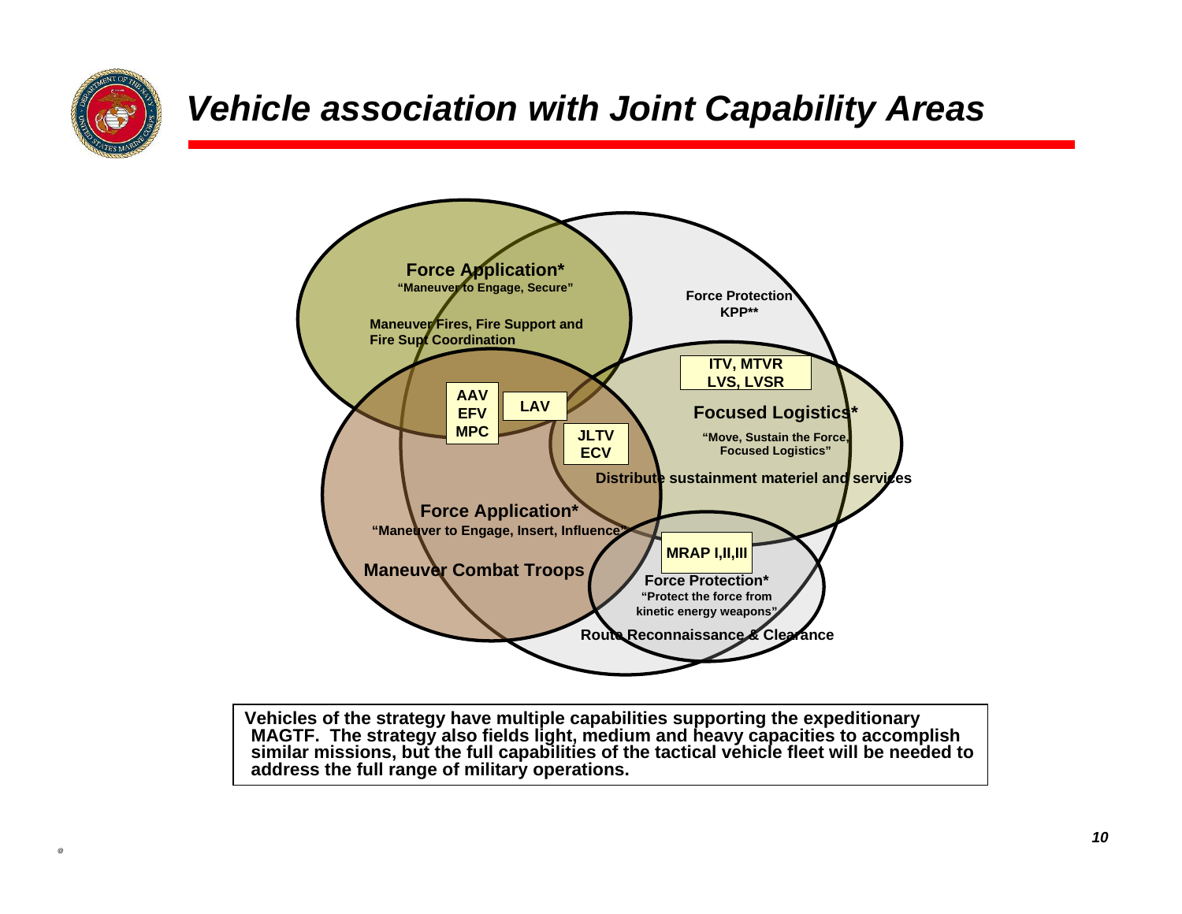# *Vehicle association with Joint Capability Areas*

**Force Application***
**"Maneuver to Engage, Secure"**

**Maneuver Fires, Fire Support and Fire Supt Coordination**

**Force Protection KPP****

**ITV, MTVR LVS, LVSR**

**AAV EFV MPC**

**LAV**

**JLTV ECV**

**Focused Logistics***
**"Move, Sustain the Force, Focused Logistics"**

**Distribute sustainment materiel and services**

**Force Application***
**"Maneuver to Engage, Insert, Influence"**

**Maneuver Combat Troops**

**MRAP I,II,III**

**Force Protection***
**"Protect the force from kinetic energy weapons"**

**Route Reconnaissance & Clearance**

**Vehicles of the strategy have multiple capabilities supporting the expeditionary MAGTF. The strategy also fields light, medium and heavy capacities to accomplish similar missions, but the full capabilities of the tactical vehicle fleet will be needed to address the full range of military operations.**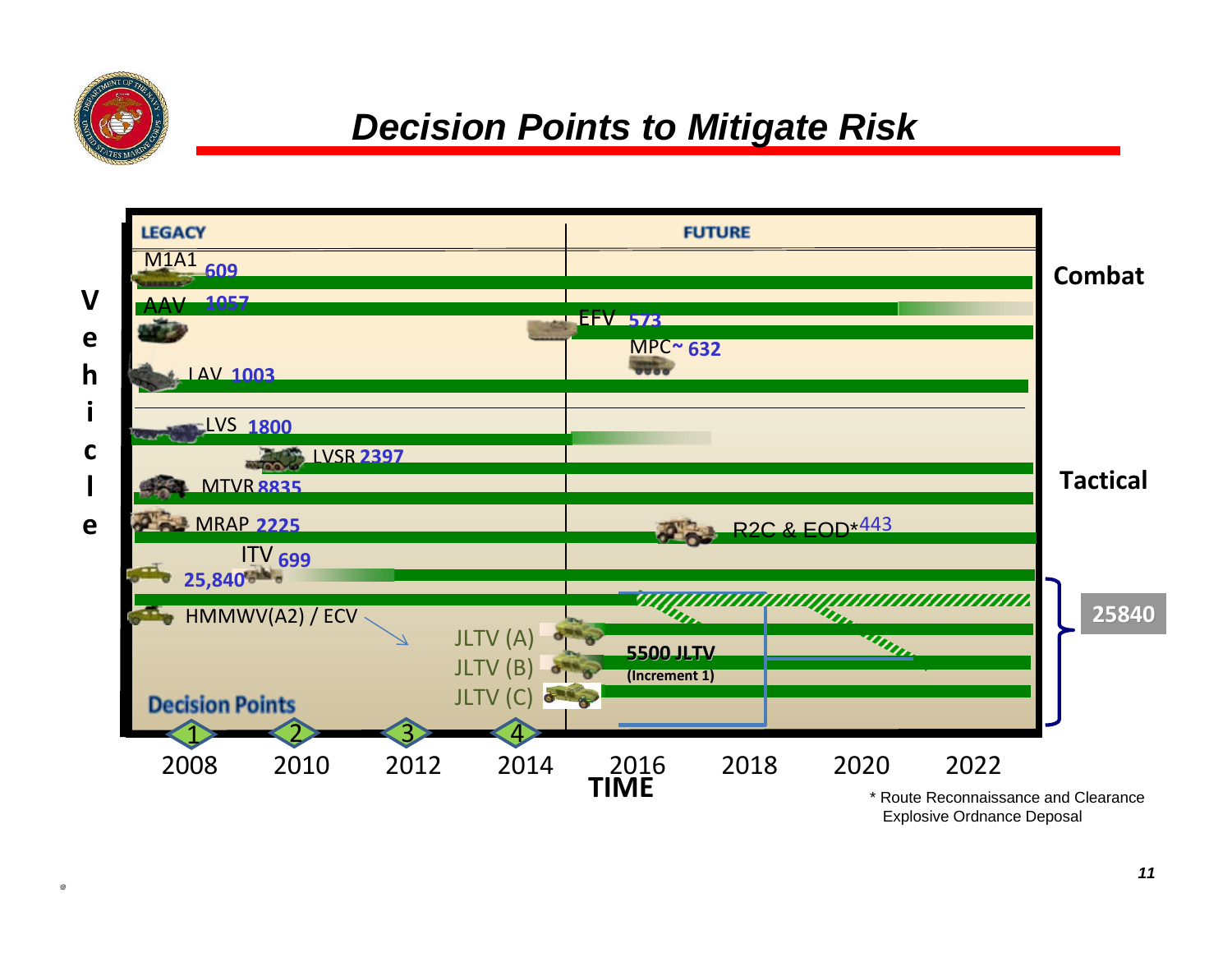# Decision Points to Mitigate Risk

**LEGACY** | **FUTURE**

**Vehicle**

**Combat**

- M1A1 609
- AAV 1057
- EFV 573
- MPC ~ 632
- LAV 1003

**Tactical**

- LVS 1800
- LVSR 2397
- MTVR 8835
- MRAP 2225
- R2C & EOD* 443
- ITV 699
- 25,840
- HMMWV(A2) / ECV
- JLTV (A)
- JLTV (B)
- JLTV (C)
- **5500 JLTV (Increment 1)**
- **25840**

**Decision Points**: 1 (2008), 2 (2010), 3 (2012), 4 (2014)

2008 2010 2012 2014 2016 2018 2020 2022

**TIME**

\* Route Reconnaissance and Clearance Explosive Ordnance Deposal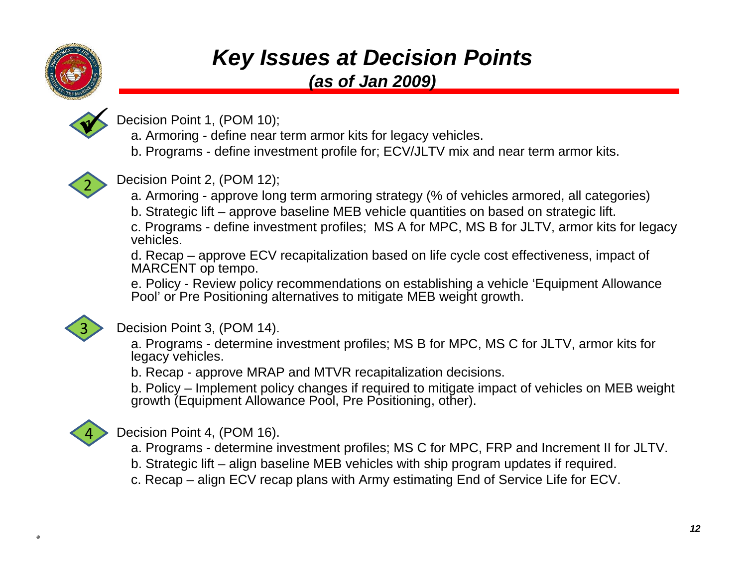# *Key Issues at Decision Points*

***(as of Jan 2009)***

Decision Point 1, (POM 10);

a. Armoring - define near term armor kits for legacy vehicles.

b. Programs - define investment profile for; ECV/JLTV mix and near term armor kits.

Decision Point 2, (POM 12);

a. Armoring - approve long term armoring strategy (% of vehicles armored, all categories)

b. Strategic lift – approve baseline MEB vehicle quantities on based on strategic lift.

c. Programs - define investment profiles; MS A for MPC, MS B for JLTV, armor kits for legacy vehicles.

d. Recap – approve ECV recapitalization based on life cycle cost effectiveness, impact of MARCENT op tempo.

e. Policy - Review policy recommendations on establishing a vehicle 'Equipment Allowance Pool' or Pre Positioning alternatives to mitigate MEB weight growth.

Decision Point 3, (POM 14).

a. Programs - determine investment profiles; MS B for MPC, MS C for JLTV, armor kits for legacy vehicles.

b. Recap - approve MRAP and MTVR recapitalization decisions.

b. Policy – Implement policy changes if required to mitigate impact of vehicles on MEB weight growth (Equipment Allowance Pool, Pre Positioning, other).

Decision Point 4, (POM 16).

a. Programs - determine investment profiles; MS C for MPC, FRP and Increment II for JLTV.

b. Strategic lift – align baseline MEB vehicles with ship program updates if required.

c. Recap – align ECV recap plans with Army estimating End of Service Life for ECV.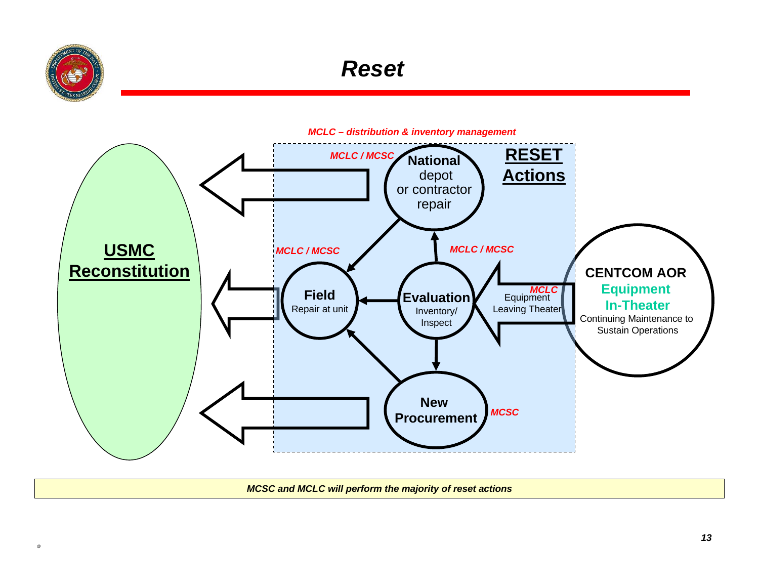# Reset

*MCLC – distribution & inventory management*

**RESET Actions**

*MCLC / MCSC* — **National** depot or contractor repair

*MCLC / MCSC* — **Field** Repair at unit

*MCLC / MCSC* — **Evaluation** Inventory/ Inspect

*MCSC* — **New Procurement**

*MCLC* — Equipment Leaving Theater

**CENTCOM AOR**
**Equipment In-Theater**
Continuing Maintenance to Sustain Operations

**USMC Reconstitution**

*MCSC and MCLC will perform the majority of reset actions*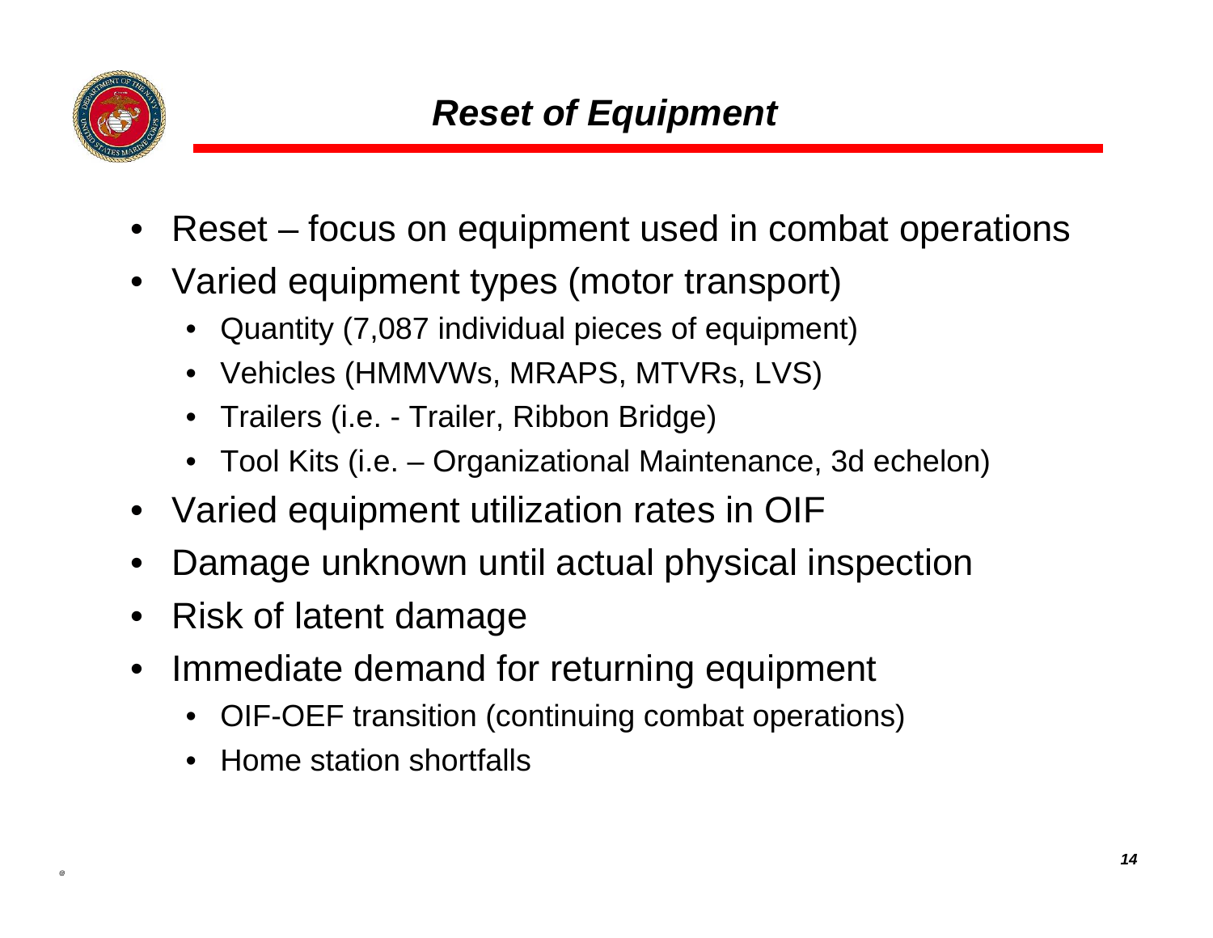# *Reset of Equipment*

- Reset – focus on equipment used in combat operations
- Varied equipment types (motor transport)
  - Quantity (7,087 individual pieces of equipment)
  - Vehicles (HMMVWs, MRAPS, MTVRs, LVS)
  - Trailers (i.e. - Trailer, Ribbon Bridge)
  - Tool Kits (i.e. – Organizational Maintenance, 3d echelon)
- Varied equipment utilization rates in OIF
- Damage unknown until actual physical inspection
- Risk of latent damage
- Immediate demand for returning equipment
  - OIF-OEF transition (continuing combat operations)
  - Home station shortfalls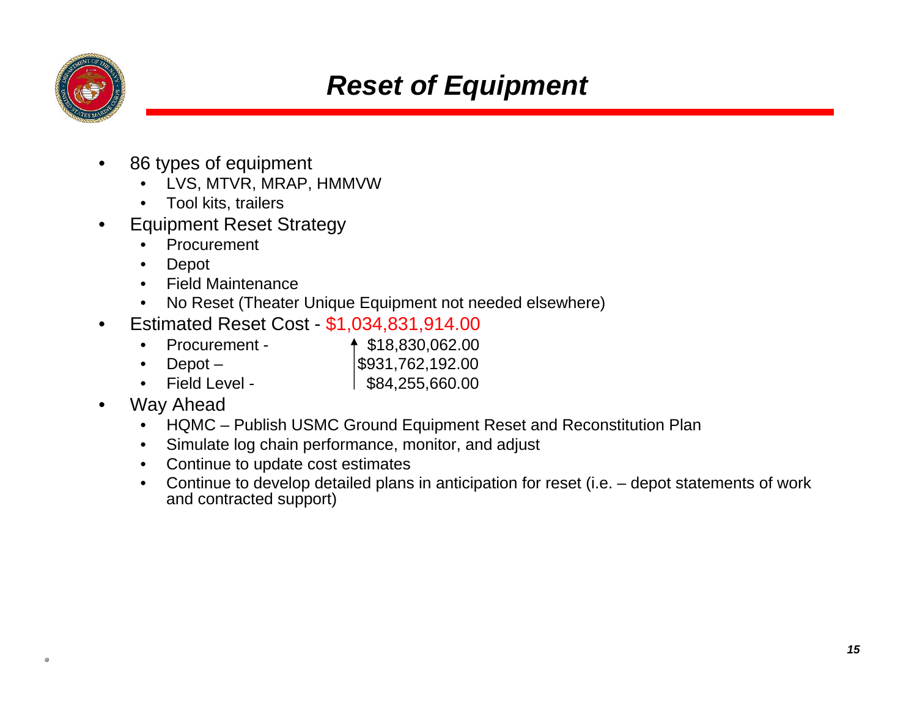# *Reset of Equipment*

- 86 types of equipment
  - LVS, MTVR, MRAP, HMMVW
  - Tool kits, trailers
- Equipment Reset Strategy
  - Procurement
  - Depot
  - Field Maintenance
  - No Reset (Theater Unique Equipment not needed elsewhere)
- Estimated Reset Cost - $1,034,831,914.00
  - Procurement - $18,830,062.00
  - Depot – $931,762,192.00
  - Field Level - $84,255,660.00
- Way Ahead
  - HQMC – Publish USMC Ground Equipment Reset and Reconstitution Plan
  - Simulate log chain performance, monitor, and adjust
  - Continue to update cost estimates
  - Continue to develop detailed plans in anticipation for reset (i.e. – depot statements of work and contracted support)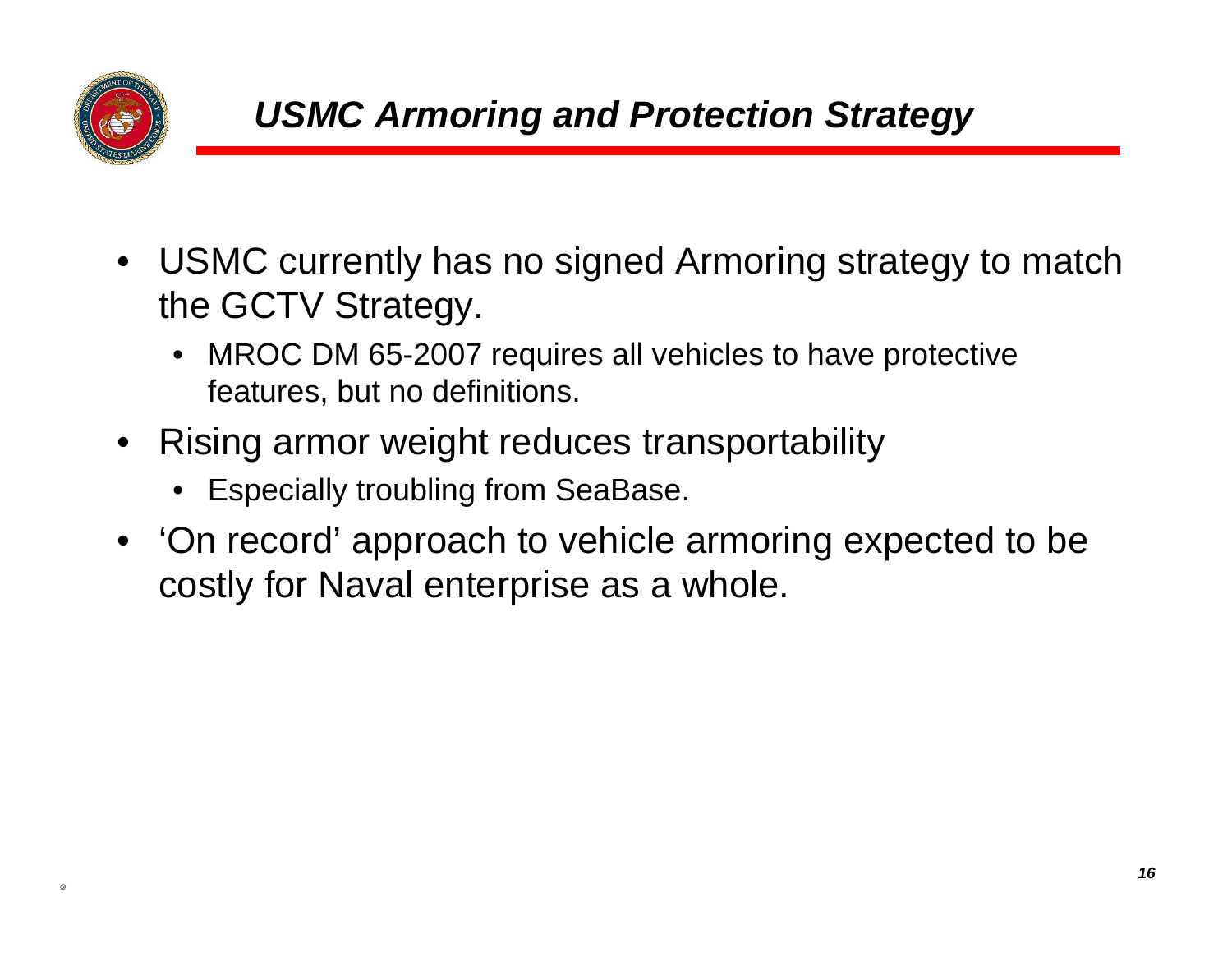# *USMC Armoring and Protection Strategy*

- USMC currently has no signed Armoring strategy to match the GCTV Strategy.
  - MROC DM 65-2007 requires all vehicles to have protective features, but no definitions.
- Rising armor weight reduces transportability
  - Especially troubling from SeaBase.
- 'On record' approach to vehicle armoring expected to be costly for Naval enterprise as a whole.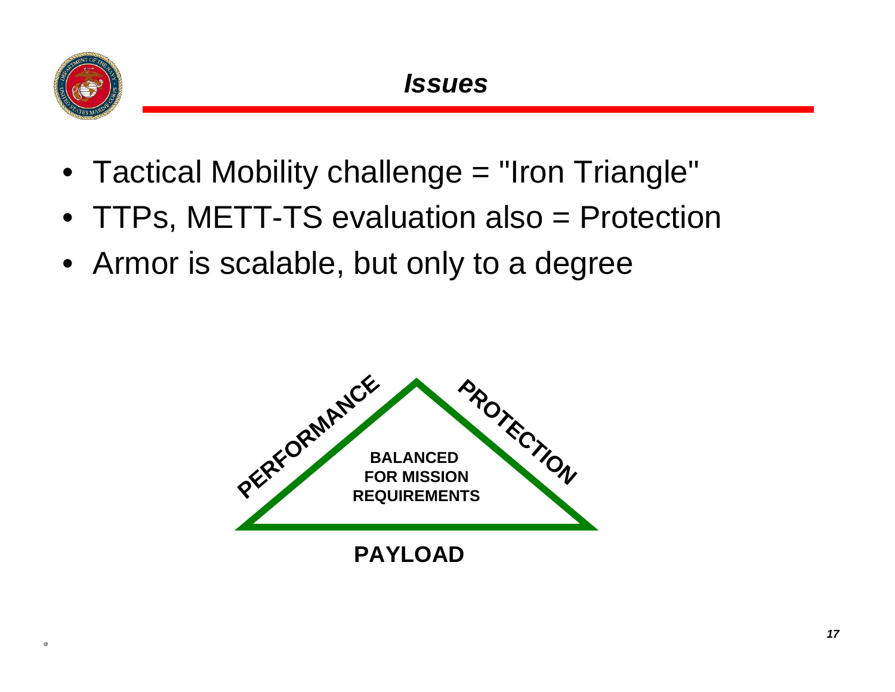# Issues

- Tactical Mobility challenge = "Iron Triangle"
- TTPs, METT-TS evaluation also = Protection
- Armor is scalable, but only to a degree

PERFORMANCE

PROTECTION

**BALANCED FOR MISSION REQUIREMENTS**

**PAYLOAD**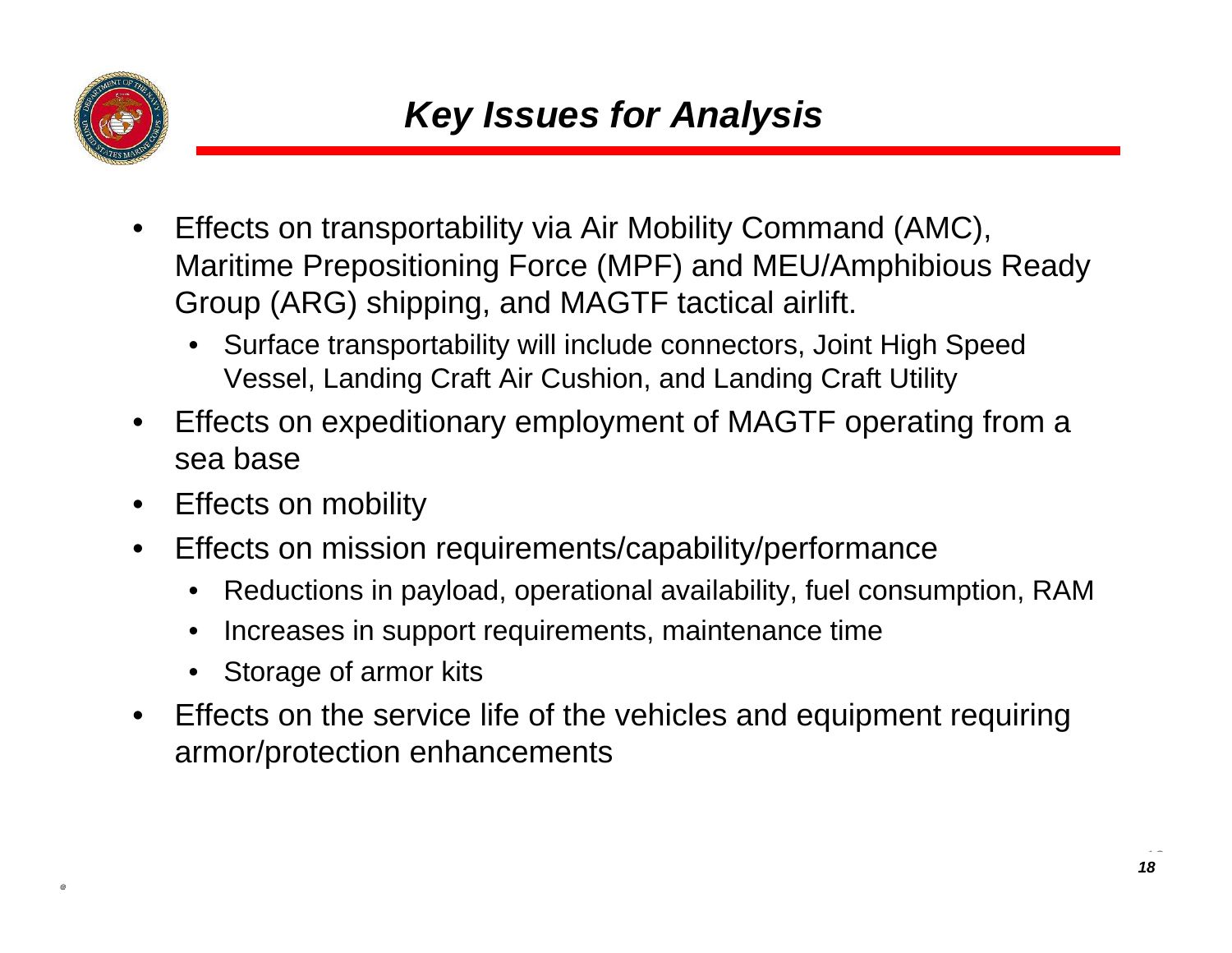# *Key Issues for Analysis*

- Effects on transportability via Air Mobility Command (AMC), Maritime Prepositioning Force (MPF) and MEU/Amphibious Ready Group (ARG) shipping, and MAGTF tactical airlift.
  - Surface transportability will include connectors, Joint High Speed Vessel, Landing Craft Air Cushion, and Landing Craft Utility
- Effects on expeditionary employment of MAGTF operating from a sea base
- Effects on mobility
- Effects on mission requirements/capability/performance
  - Reductions in payload, operational availability, fuel consumption, RAM
  - Increases in support requirements, maintenance time
  - Storage of armor kits
- Effects on the service life of the vehicles and equipment requiring armor/protection enhancements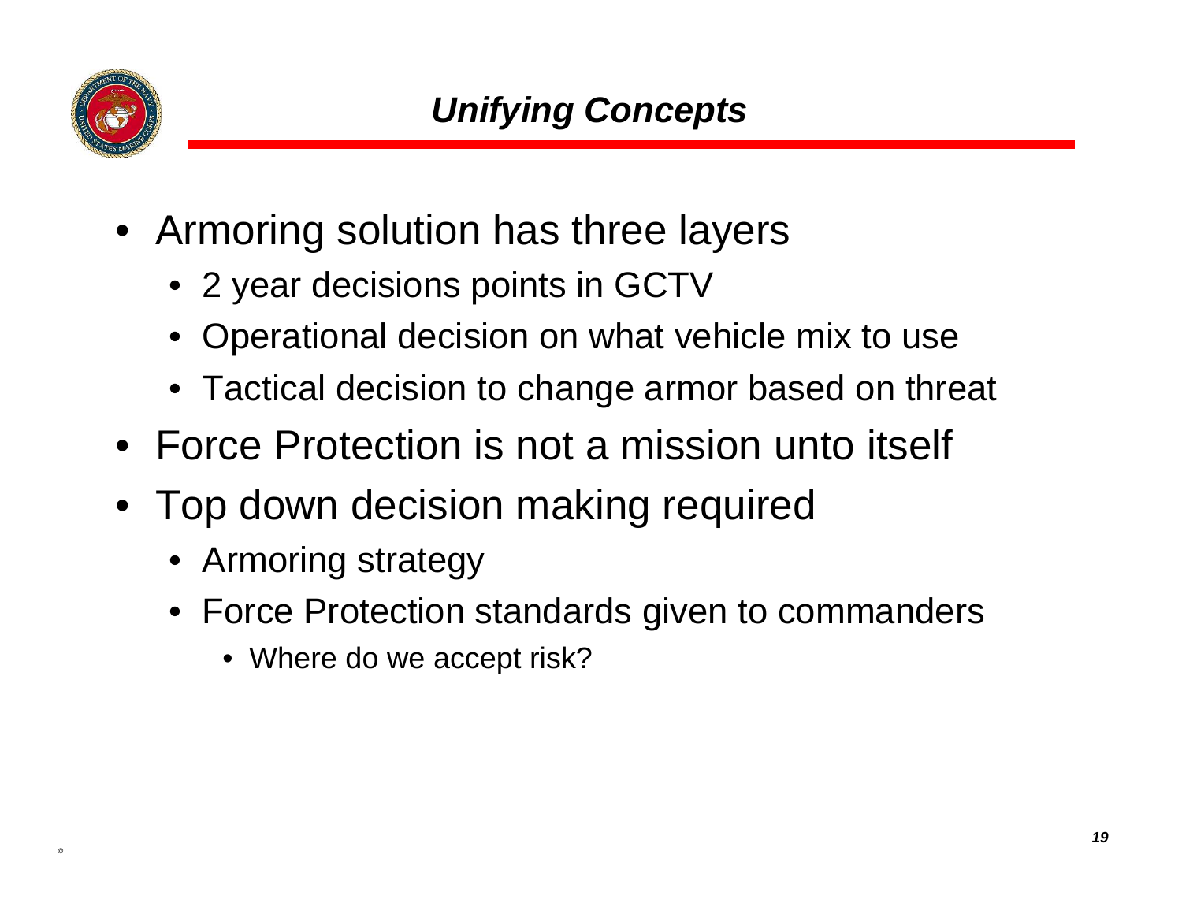## *Unifying Concepts*

- Armoring solution has three layers
  - 2 year decisions points in GCTV
  - Operational decision on what vehicle mix to use
  - Tactical decision to change armor based on threat
- Force Protection is not a mission unto itself
- Top down decision making required
  - Armoring strategy
  - Force Protection standards given to commanders
    - Where do we accept risk?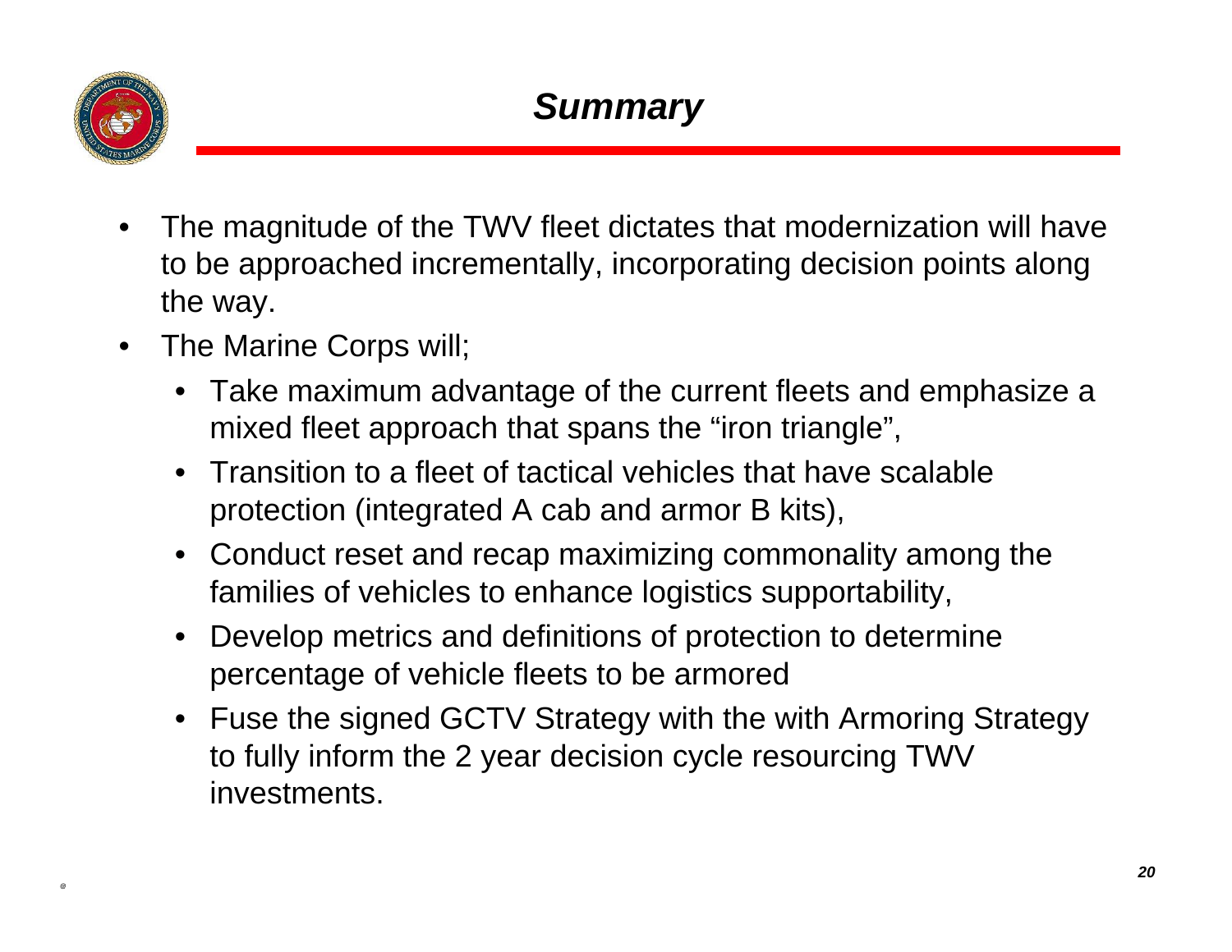# *Summary*

- The magnitude of the TWV fleet dictates that modernization will have to be approached incrementally, incorporating decision points along the way.
- The Marine Corps will;
  - Take maximum advantage of the current fleets and emphasize a mixed fleet approach that spans the “iron triangle”,
  - Transition to a fleet of tactical vehicles that have scalable protection (integrated A cab and armor B kits),
  - Conduct reset and recap maximizing commonality among the families of vehicles to enhance logistics supportability,
  - Develop metrics and definitions of protection to determine percentage of vehicle fleets to be armored
  - Fuse the signed GCTV Strategy with the with Armoring Strategy to fully inform the 2 year decision cycle resourcing TWV investments.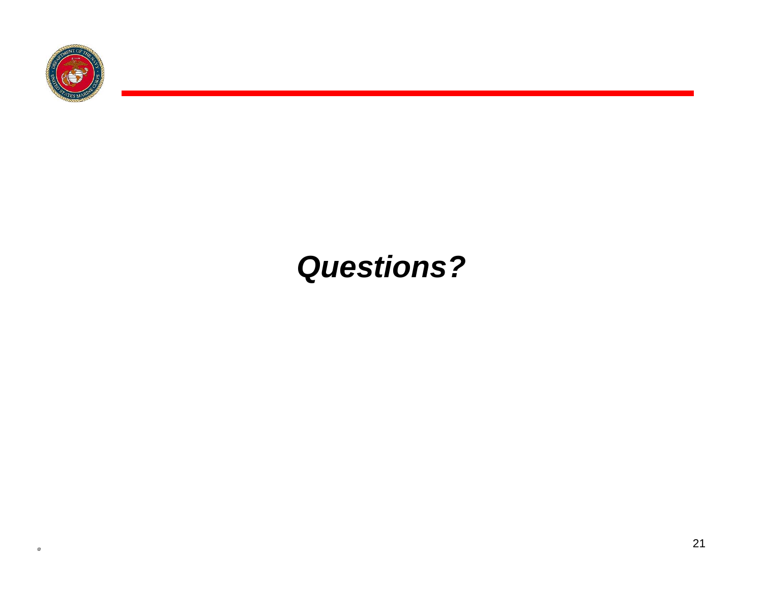***Questions?***